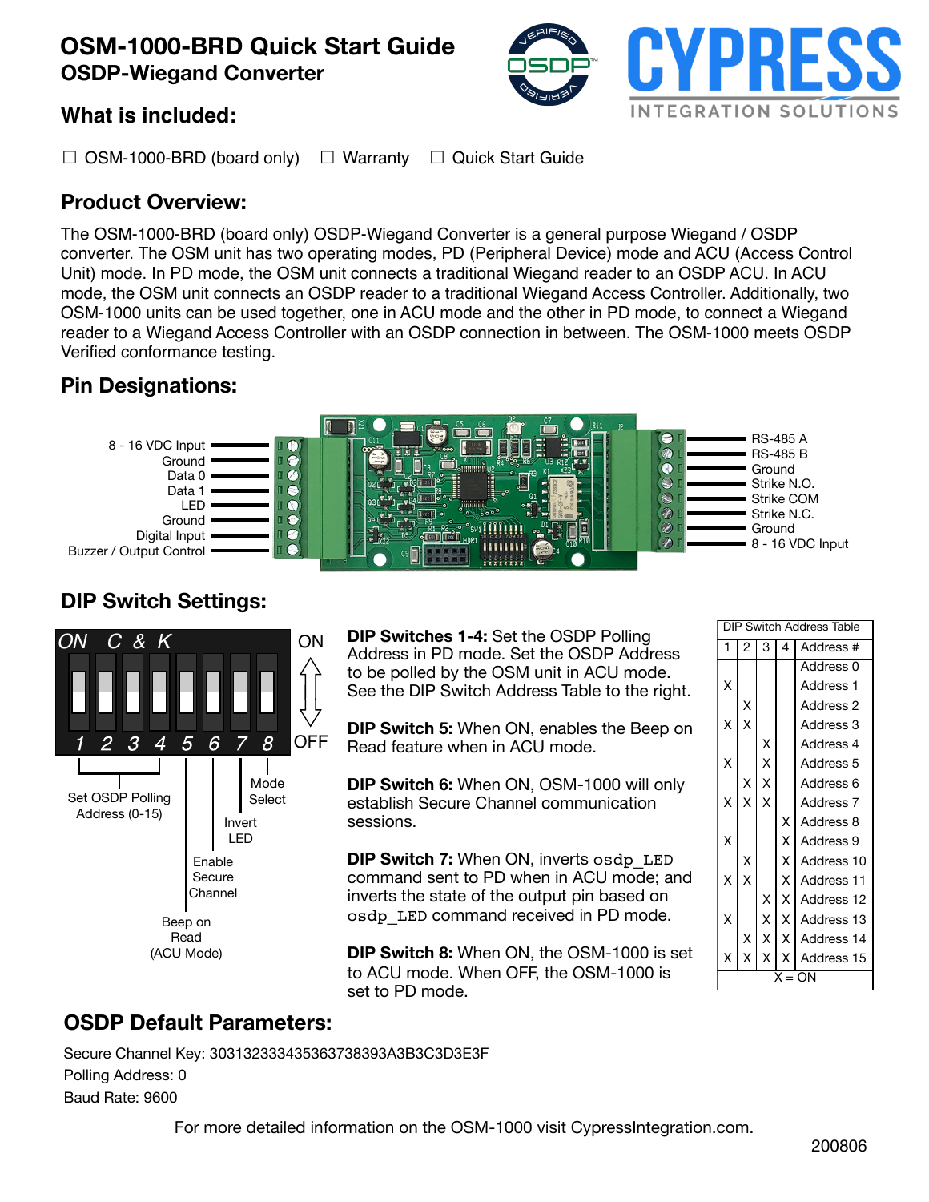# OSM-1000-BRD Quick Start Guide
## OSDP-Wiegand Converter

## What is included:

☐ OSM-1000-BRD (board only) ☐ Warranty ☐ Quick Start Guide

## Product Overview:

The OSM-1000-BRD (board only) OSDP-Wiegand Converter is a general purpose Wiegand / OSDP converter. The OSM unit has two operating modes, PD (Peripheral Device) mode and ACU (Access Control Unit) mode. In PD mode, the OSM unit connects a traditional Wiegand reader to an OSDP ACU. In ACU mode, the OSM unit connects an OSDP reader to a traditional Wiegand Access Controller. Additionally, two OSM-1000 units can be used together, one in ACU mode and the other in PD mode, to connect a Wiegand reader to a Wiegand Access Controller with an OSDP connection in between. The OSM-1000 meets OSDP Verified conformance testing.

## Pin Designations:

Left side:
- 8 - 16 VDC Input
- Ground
- Data 0
- Data 1
- LED
- Ground
- Digital Input
- Buzzer / Output Control

Right side:
- RS-485 A
- RS-485 B
- Ground
- Strike N.O.
- Strike COM
- Strike N.C.
- Ground
- 8 - 16 VDC Input

## DIP Switch Settings:

Switches 1-4: Set OSDP Polling Address (0-15)
Switch 5: Beep on Read (ACU Mode)
Switch 6: Enable Secure Channel
Switch 7: Invert LED
Switch 8: Mode Select

**DIP Switches 1-4:** Set the OSDP Polling Address in PD mode. Set the OSDP Address to be polled by the OSM unit in ACU mode. See the DIP Switch Address Table to the right.

**DIP Switch 5:** When ON, enables the Beep on Read feature when in ACU mode.

**DIP Switch 6:** When ON, OSM-1000 will only establish Secure Channel communication sessions.

**DIP Switch 7:** When ON, inverts `osdp_LED` command sent to PD when in ACU mode; and inverts the state of the output pin based on `osdp_LED` command received in PD mode.

**DIP Switch 8:** When ON, the OSM-1000 is set to ACU mode. When OFF, the OSM-1000 is set to PD mode.

DIP Switch Address Table

| 1 | 2 | 3 | 4 | Address # |
|---|---|---|---|---|
| | | | | Address 0 |
| X | | | | Address 1 |
| | X | | | Address 2 |
| X | X | | | Address 3 |
| | | X | | Address 4 |
| X | | X | | Address 5 |
| | X | X | | Address 6 |
| X | X | X | | Address 7 |
| | | | X | Address 8 |
| X | | | X | Address 9 |
| | X | | X | Address 10 |
| X | X | | X | Address 11 |
| | | X | X | Address 12 |
| X | | X | X | Address 13 |
| | X | X | X | Address 14 |
| X | X | X | X | Address 15 |

X = ON

## OSDP Default Parameters:

Secure Channel Key: 303132333435363738393A3B3C3D3E3F
Polling Address: 0
Baud Rate: 9600

For more detailed information on the OSM-1000 visit CypressIntegration.com.

200806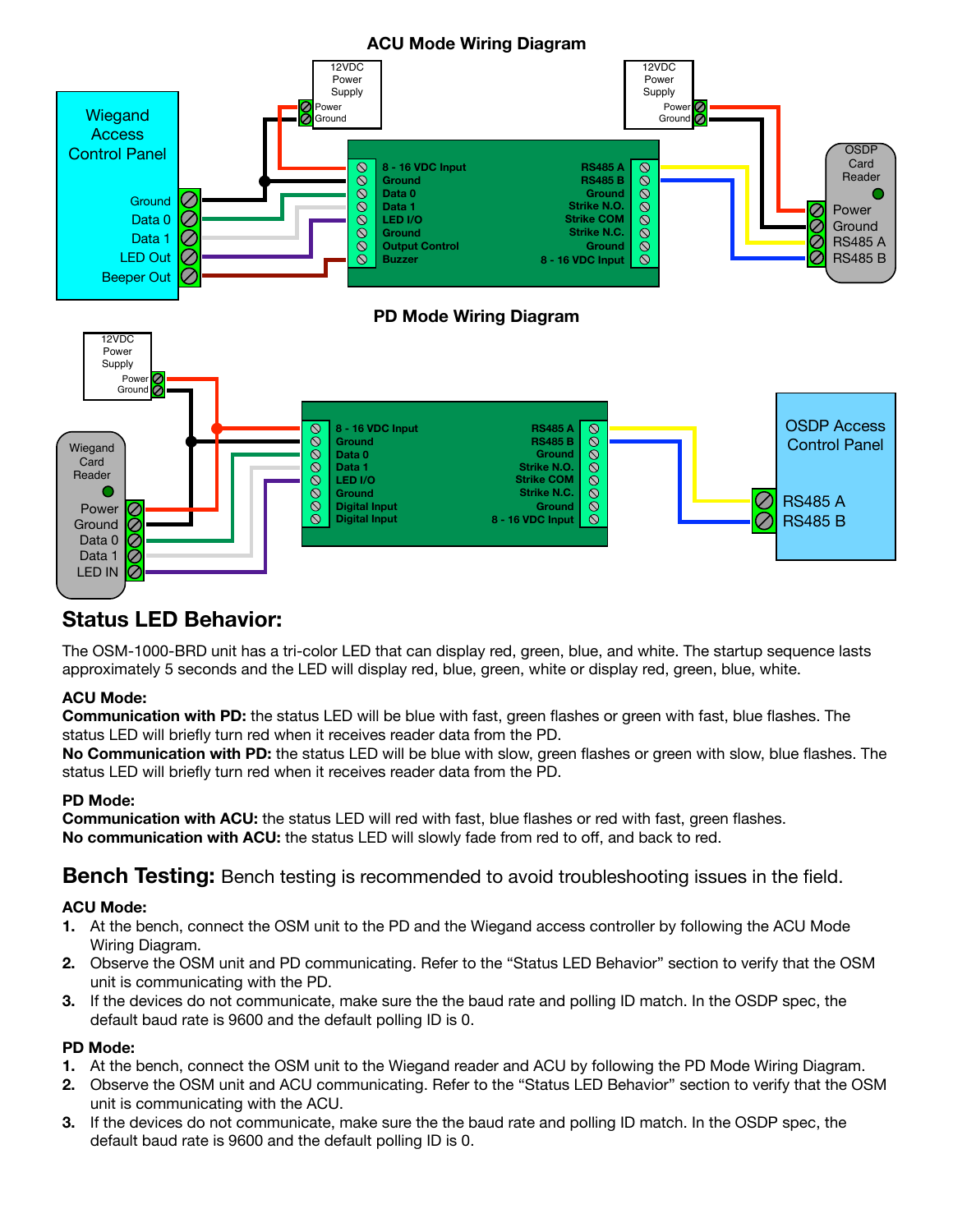## ACU Mode Wiring Diagram

12VDC Power Supply
Power
Ground

12VDC Power Supply
Power
Ground

Wiegand Access Control Panel
Ground
Data 0
Data 1
LED Out
Beeper Out

8 - 16 VDC Input
Ground
Data 0
Data 1
LED I/O
Ground
Output Control
Buzzer

RS485 A
RS485 B
Ground
Strike N.O.
Strike COM
Strike N.C.
Ground
8 - 16 VDC Input

OSDP Card Reader
Power
Ground
RS485 A
RS485 B

## PD Mode Wiring Diagram

12VDC Power Supply
Power
Ground

Wiegand Card Reader
Power
Ground
Data 0
Data 1
LED IN

8 - 16 VDC Input
Ground
Data 0
Data 1
LED I/O
Ground
Digital Input
Digital Input

RS485 A
RS485 B
Ground
Strike N.O.
Strike COM
Strike N.C.
Ground
8 - 16 VDC Input

OSDP Access Control Panel
RS485 A
RS485 B

## Status LED Behavior:

The OSM-1000-BRD unit has a tri-color LED that can display red, green, blue, and white. The startup sequence lasts approximately 5 seconds and the LED will display red, blue, green, white or display red, green, blue, white.

**ACU Mode:**
**Communication with PD:** the status LED will be blue with fast, green flashes or green with fast, blue flashes. The status LED will briefly turn red when it receives reader data from the PD.
**No Communication with PD:** the status LED will be blue with slow, green flashes or green with slow, blue flashes. The status LED will briefly turn red when it receives reader data from the PD.

**PD Mode:**
**Communication with ACU:** the status LED will red with fast, blue flashes or red with fast, green flashes.
**No communication with ACU:** the status LED will slowly fade from red to off, and back to red.

## Bench Testing: Bench testing is recommended to avoid troubleshooting issues in the field.

**ACU Mode:**

1. At the bench, connect the OSM unit to the PD and the Wiegand access controller by following the ACU Mode Wiring Diagram.
2. Observe the OSM unit and PD communicating. Refer to the “Status LED Behavior” section to verify that the OSM unit is communicating with the PD.
3. If the devices do not communicate, make sure the the baud rate and polling ID match. In the OSDP spec, the default baud rate is 9600 and the default polling ID is 0.

**PD Mode:**

1. At the bench, connect the OSM unit to the Wiegand reader and ACU by following the PD Mode Wiring Diagram.
2. Observe the OSM unit and ACU communicating. Refer to the “Status LED Behavior” section to verify that the OSM unit is communicating with the ACU.
3. If the devices do not communicate, make sure the the baud rate and polling ID match. In the OSDP spec, the default baud rate is 9600 and the default polling ID is 0.